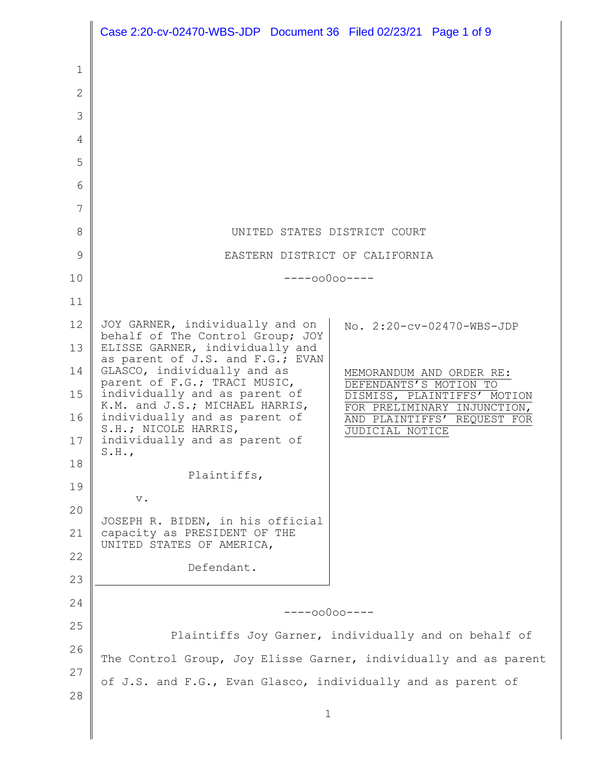UNITED STATES DISTRICT COURT

EASTERN DISTRICT OF CALIFORNIA

----oo0oo----

JOY GARNER, individually and on behalf of The Control Group; JOY ELISSE GARNER, individually and as parent of J.S. and F.G.; EVAN GLASCO, individually and as parent of F.G.; TRACI MUSIC, individually and as parent of K.M. and J.S.; MICHAEL HARRIS, individually and as parent of S.H.; NICOLE HARRIS, individually and as parent of S.H.,

Plaintiffs,

v.

JOSEPH R. BIDEN, in his official capacity as PRESIDENT OF THE UNITED STATES OF AMERICA,

Defendant.

No. 2:20-cv-02470-WBS-JDP

MEMORANDUM AND ORDER RE: DEFENDANTS'S MOTION TO DISMISS, PLAINTIFFS' MOTION FOR PRELIMINARY INJUNCTION, AND PLAINTIFFS' REQUEST FOR JUDICIAL NOTICE

----oo0oo----

Plaintiffs Joy Garner, individually and on behalf of The Control Group, Joy Elisse Garner, individually and as parent of J.S. and F.G., Evan Glasco, individually and as parent of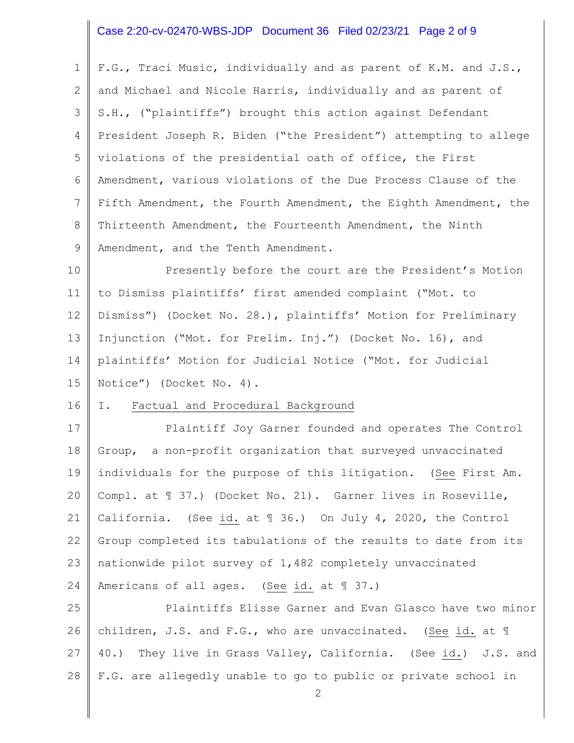F.G., Traci Music, individually and as parent of K.M. and J.S., and Michael and Nicole Harris, individually and as parent of S.H., ("plaintiffs") brought this action against Defendant President Joseph R. Biden ("the President") attempting to allege violations of the presidential oath of office, the First Amendment, various violations of the Due Process Clause of the Fifth Amendment, the Fourth Amendment, the Eighth Amendment, the Thirteenth Amendment, the Fourteenth Amendment, the Ninth Amendment, and the Tenth Amendment.

Presently before the court are the President's Motion to Dismiss plaintiffs' first amended complaint ("Mot. to Dismiss") (Docket No. 28.), plaintiffs' Motion for Preliminary Injunction ("Mot. for Prelim. Inj.") (Docket No. 16), and plaintiffs' Motion for Judicial Notice ("Mot. for Judicial Notice") (Docket No. 4).

## I. Factual and Procedural Background

Plaintiff Joy Garner founded and operates The Control Group, a non-profit organization that surveyed unvaccinated individuals for the purpose of this litigation. (See First Am. Compl. at ¶ 37.) (Docket No. 21). Garner lives in Roseville, California. (See id. at ¶ 36.) On July 4, 2020, the Control Group completed its tabulations of the results to date from its nationwide pilot survey of 1,482 completely unvaccinated Americans of all ages. (See id. at ¶ 37.)

Plaintiffs Elisse Garner and Evan Glasco have two minor children, J.S. and F.G., who are unvaccinated. (See id. at ¶ 40.) They live in Grass Valley, California. (See id.) J.S. and F.G. are allegedly unable to go to public or private school in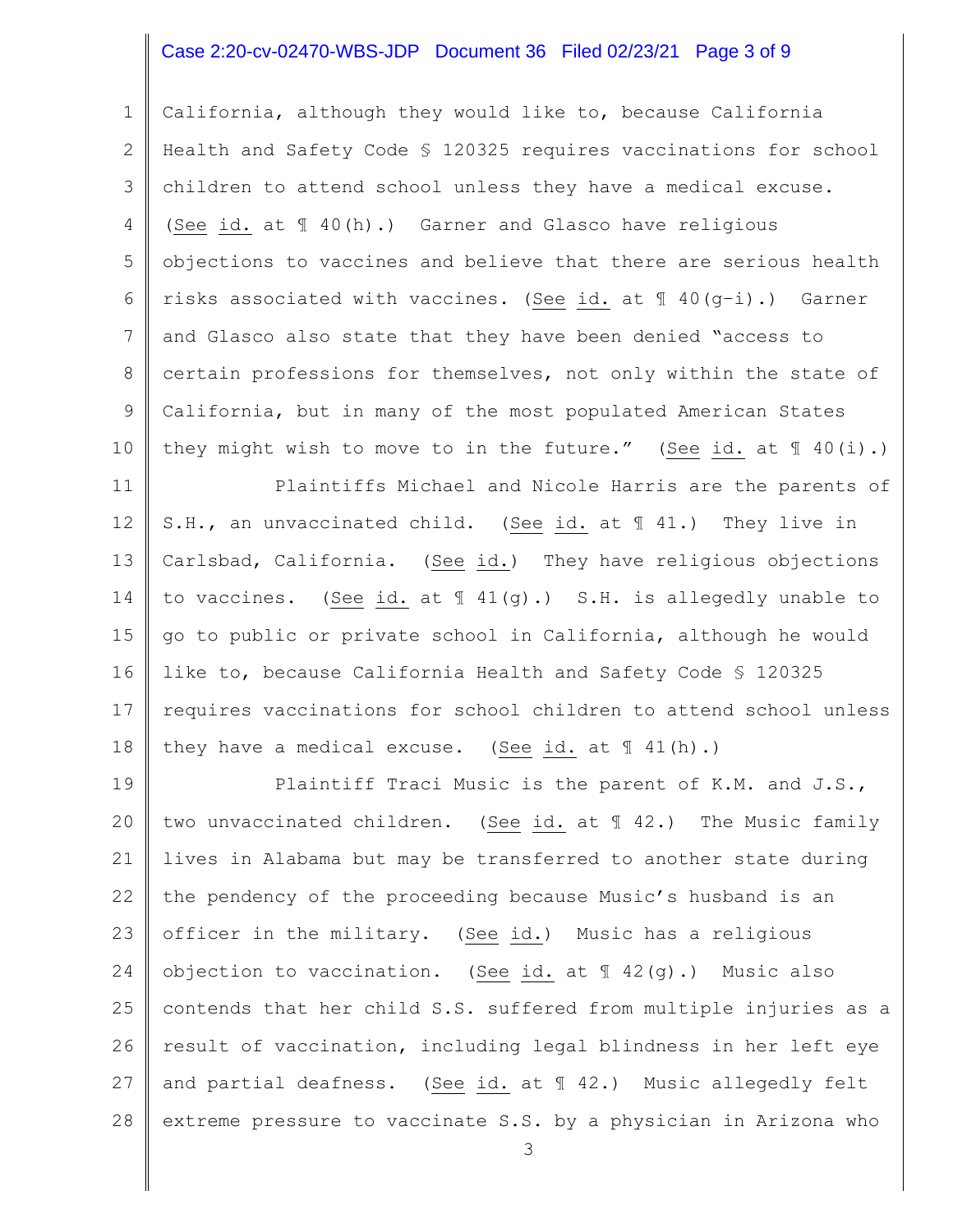California, although they would like to, because California Health and Safety Code § 120325 requires vaccinations for school children to attend school unless they have a medical excuse. (See id. at ¶ 40(h).) Garner and Glasco have religious objections to vaccines and believe that there are serious health risks associated with vaccines. (See id. at ¶ 40(g-i).) Garner and Glasco also state that they have been denied "access to certain professions for themselves, not only within the state of California, but in many of the most populated American States they might wish to move to in the future." (See id. at ¶ 40(i).)

Plaintiffs Michael and Nicole Harris are the parents of S.H., an unvaccinated child. (See id. at ¶ 41.) They live in Carlsbad, California. (See id.) They have religious objections to vaccines. (See id. at ¶ 41(g).) S.H. is allegedly unable to go to public or private school in California, although he would like to, because California Health and Safety Code § 120325 requires vaccinations for school children to attend school unless they have a medical excuse. (See id. at ¶ 41(h).)

Plaintiff Traci Music is the parent of K.M. and J.S., two unvaccinated children. (See id. at ¶ 42.) The Music family lives in Alabama but may be transferred to another state during the pendency of the proceeding because Music's husband is an officer in the military. (See id.) Music has a religious objection to vaccination. (See id. at ¶ 42(g).) Music also contends that her child S.S. suffered from multiple injuries as a result of vaccination, including legal blindness in her left eye and partial deafness. (See id. at ¶ 42.) Music allegedly felt extreme pressure to vaccinate S.S. by a physician in Arizona who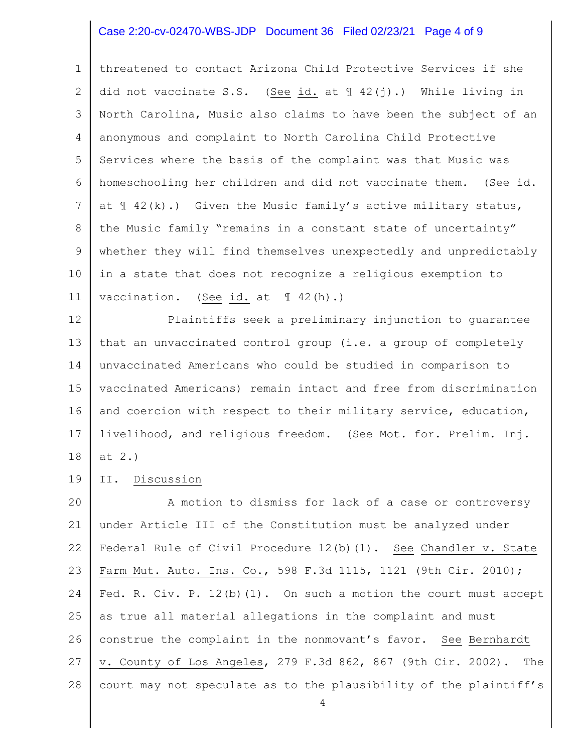threatened to contact Arizona Child Protective Services if she did not vaccinate S.S. (See id. at ¶ 42(j).) While living in North Carolina, Music also claims to have been the subject of an anonymous and complaint to North Carolina Child Protective Services where the basis of the complaint was that Music was homeschooling her children and did not vaccinate them. (See id. at ¶ 42(k).) Given the Music family's active military status, the Music family "remains in a constant state of uncertainty" whether they will find themselves unexpectedly and unpredictably in a state that does not recognize a religious exemption to vaccination. (See id. at ¶ 42(h).)

Plaintiffs seek a preliminary injunction to guarantee that an unvaccinated control group (i.e. a group of completely unvaccinated Americans who could be studied in comparison to vaccinated Americans) remain intact and free from discrimination and coercion with respect to their military service, education, livelihood, and religious freedom. (See Mot. for. Prelim. Inj. at 2.)

## II. Discussion

A motion to dismiss for lack of a case or controversy under Article III of the Constitution must be analyzed under Federal Rule of Civil Procedure 12(b)(1). See Chandler v. State Farm Mut. Auto. Ins. Co., 598 F.3d 1115, 1121 (9th Cir. 2010); Fed. R. Civ. P. 12(b)(1). On such a motion the court must accept as true all material allegations in the complaint and must construe the complaint in the nonmovant's favor. See Bernhardt v. County of Los Angeles, 279 F.3d 862, 867 (9th Cir. 2002). The court may not speculate as to the plausibility of the plaintiff's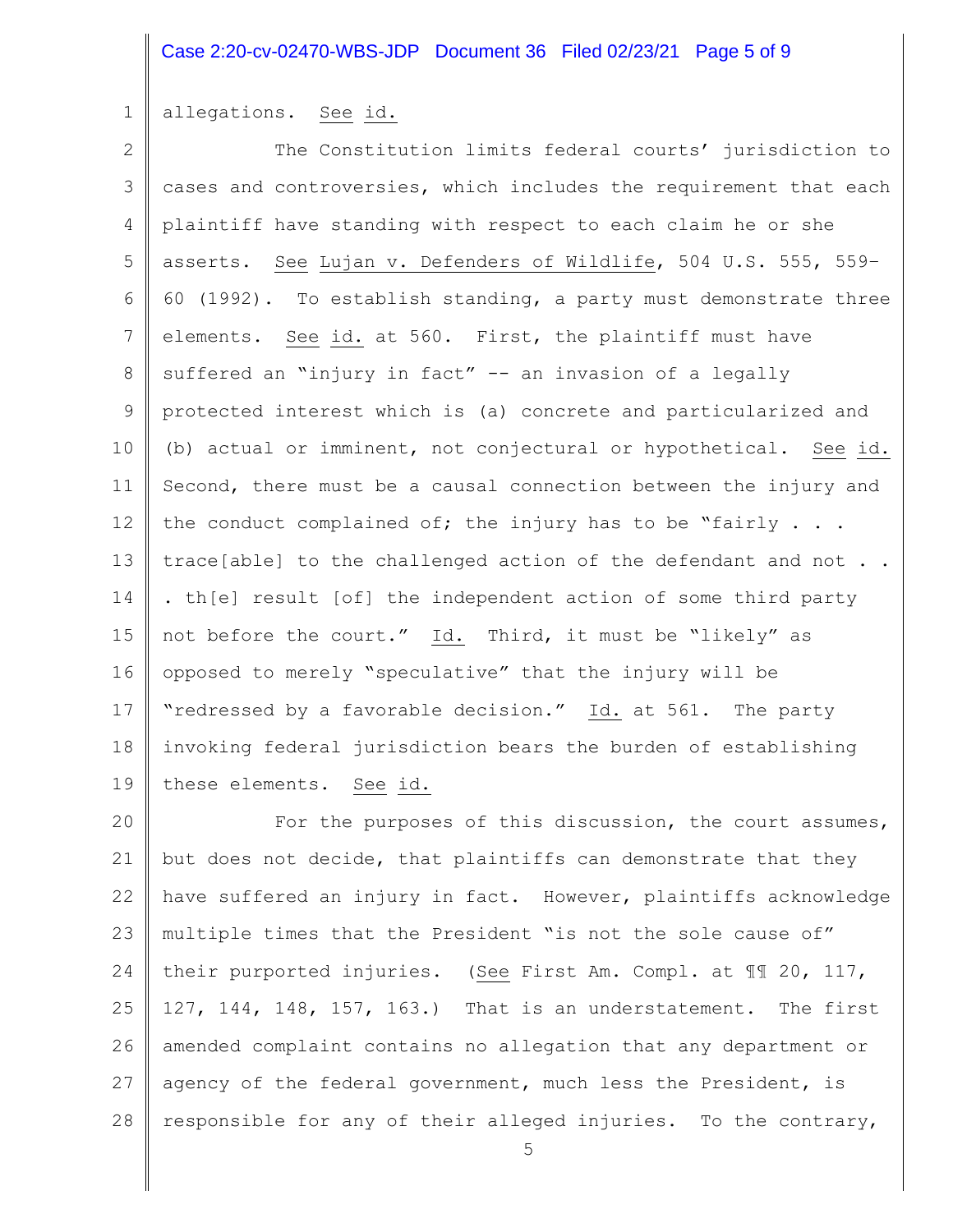allegations. See id.

The Constitution limits federal courts' jurisdiction to cases and controversies, which includes the requirement that each plaintiff have standing with respect to each claim he or she asserts. See Lujan v. Defenders of Wildlife, 504 U.S. 555, 559-60 (1992). To establish standing, a party must demonstrate three elements. See id. at 560. First, the plaintiff must have suffered an "injury in fact" -- an invasion of a legally protected interest which is (a) concrete and particularized and (b) actual or imminent, not conjectural or hypothetical. See id. Second, there must be a causal connection between the injury and the conduct complained of; the injury has to be "fairly . . . trace[able] to the challenged action of the defendant and not . . . th[e] result [of] the independent action of some third party not before the court." Id. Third, it must be "likely" as opposed to merely "speculative" that the injury will be "redressed by a favorable decision." Id. at 561. The party invoking federal jurisdiction bears the burden of establishing these elements. See id.

For the purposes of this discussion, the court assumes, but does not decide, that plaintiffs can demonstrate that they have suffered an injury in fact. However, plaintiffs acknowledge multiple times that the President "is not the sole cause of" their purported injuries. (See First Am. Compl. at ¶¶ 20, 117, 127, 144, 148, 157, 163.) That is an understatement. The first amended complaint contains no allegation that any department or agency of the federal government, much less the President, is responsible for any of their alleged injuries. To the contrary,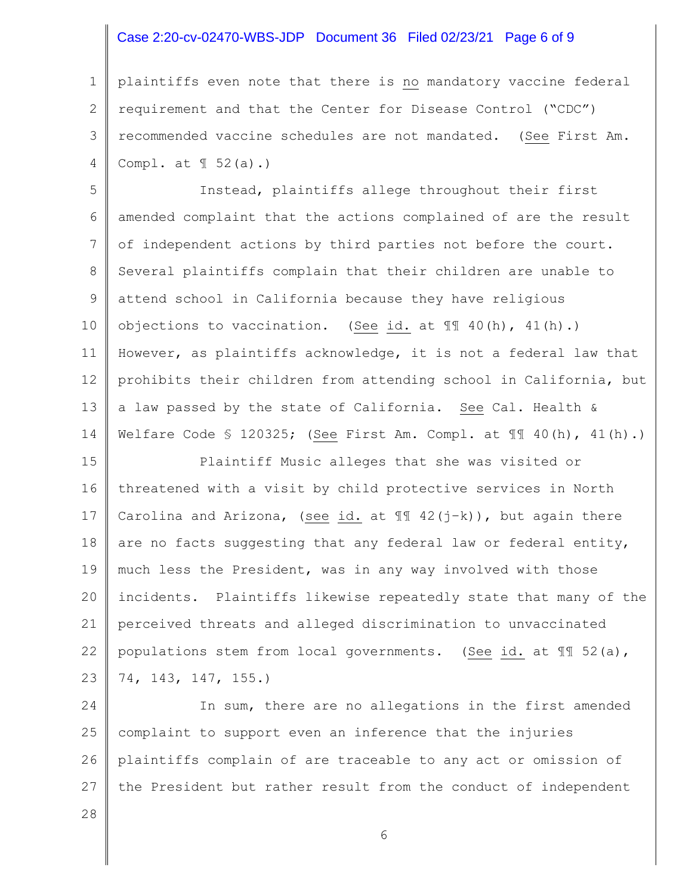plaintiffs even note that there is no mandatory vaccine federal requirement and that the Center for Disease Control ("CDC") recommended vaccine schedules are not mandated. (See First Am. Compl. at ¶ 52(a).)

Instead, plaintiffs allege throughout their first amended complaint that the actions complained of are the result of independent actions by third parties not before the court. Several plaintiffs complain that their children are unable to attend school in California because they have religious objections to vaccination. (See id. at ¶¶ 40(h), 41(h).) However, as plaintiffs acknowledge, it is not a federal law that prohibits their children from attending school in California, but a law passed by the state of California. See Cal. Health & Welfare Code § 120325; (See First Am. Compl. at ¶¶ 40(h), 41(h).)

Plaintiff Music alleges that she was visited or threatened with a visit by child protective services in North Carolina and Arizona, (see id. at ¶¶ 42(j-k)), but again there are no facts suggesting that any federal law or federal entity, much less the President, was in any way involved with those incidents. Plaintiffs likewise repeatedly state that many of the perceived threats and alleged discrimination to unvaccinated populations stem from local governments. (See id. at ¶¶ 52(a), 74, 143, 147, 155.)

In sum, there are no allegations in the first amended complaint to support even an inference that the injuries plaintiffs complain of are traceable to any act or omission of the President but rather result from the conduct of independent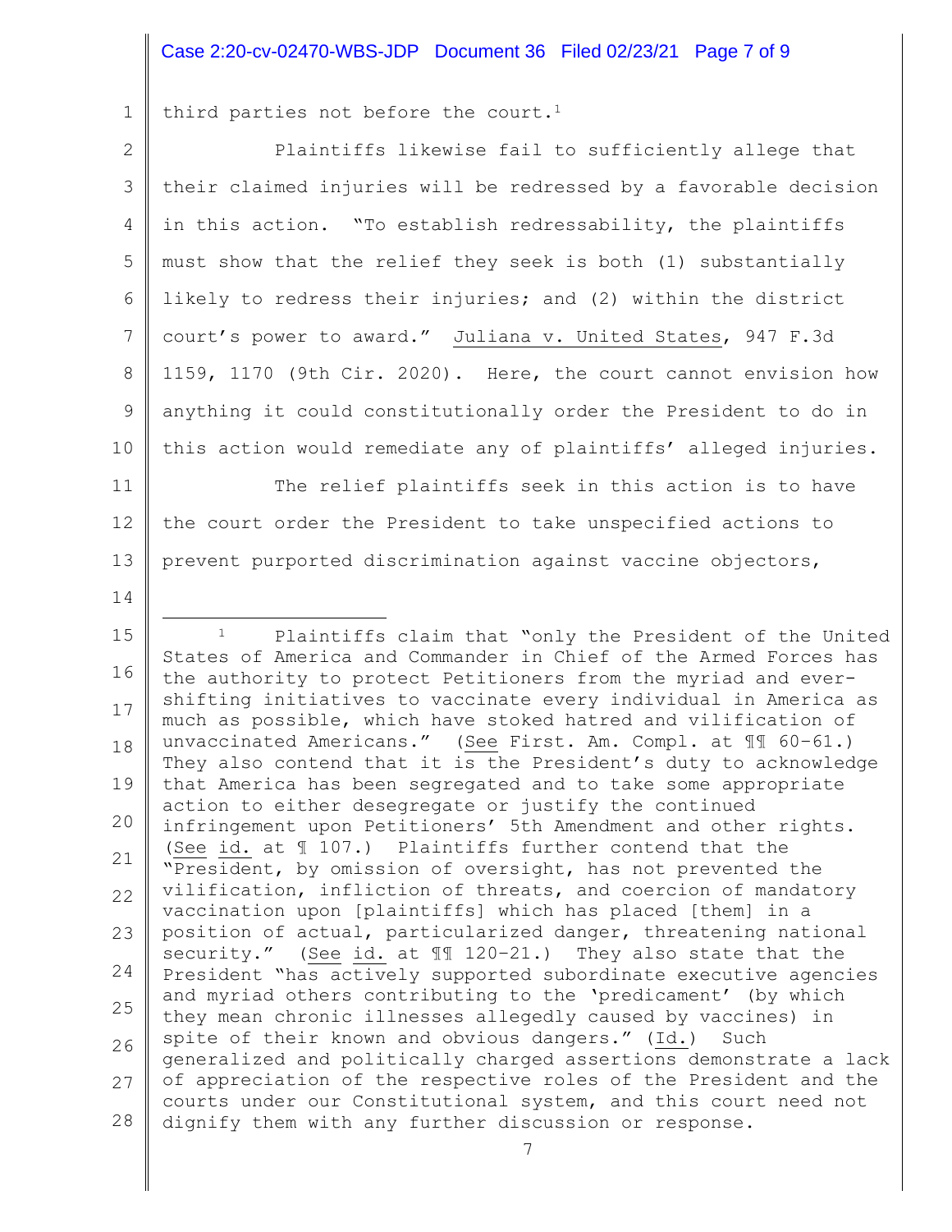third parties not before the court.[1]

Plaintiffs likewise fail to sufficiently allege that their claimed injuries will be redressed by a favorable decision in this action. "To establish redressability, the plaintiffs must show that the relief they seek is both (1) substantially likely to redress their injuries; and (2) within the district court's power to award." Juliana v. United States, 947 F.3d 1159, 1170 (9th Cir. 2020). Here, the court cannot envision how anything it could constitutionally order the President to do in this action would remediate any of plaintiffs' alleged injuries.

The relief plaintiffs seek in this action is to have the court order the President to take unspecified actions to prevent purported discrimination against vaccine objectors,

---

[1] Plaintiffs claim that "only the President of the United States of America and Commander in Chief of the Armed Forces has the authority to protect Petitioners from the myriad and ever-shifting initiatives to vaccinate every individual in America as much as possible, which have stoked hatred and vilification of unvaccinated Americans." (See First. Am. Compl. at ¶¶ 60-61.) They also contend that it is the President's duty to acknowledge that America has been segregated and to take some appropriate action to either desegregate or justify the continued infringement upon Petitioners' 5th Amendment and other rights. (See id. at ¶ 107.) Plaintiffs further contend that the "President, by omission of oversight, has not prevented the vilification, infliction of threats, and coercion of mandatory vaccination upon [plaintiffs] which has placed [them] in a position of actual, particularized danger, threatening national security." (See id. at ¶¶ 120-21.) They also state that the President "has actively supported subordinate executive agencies and myriad others contributing to the 'predicament' (by which they mean chronic illnesses allegedly caused by vaccines) in spite of their known and obvious dangers." (Id.) Such generalized and politically charged assertions demonstrate a lack of appreciation of the respective roles of the President and the courts under our Constitutional system, and this court need not dignify them with any further discussion or response.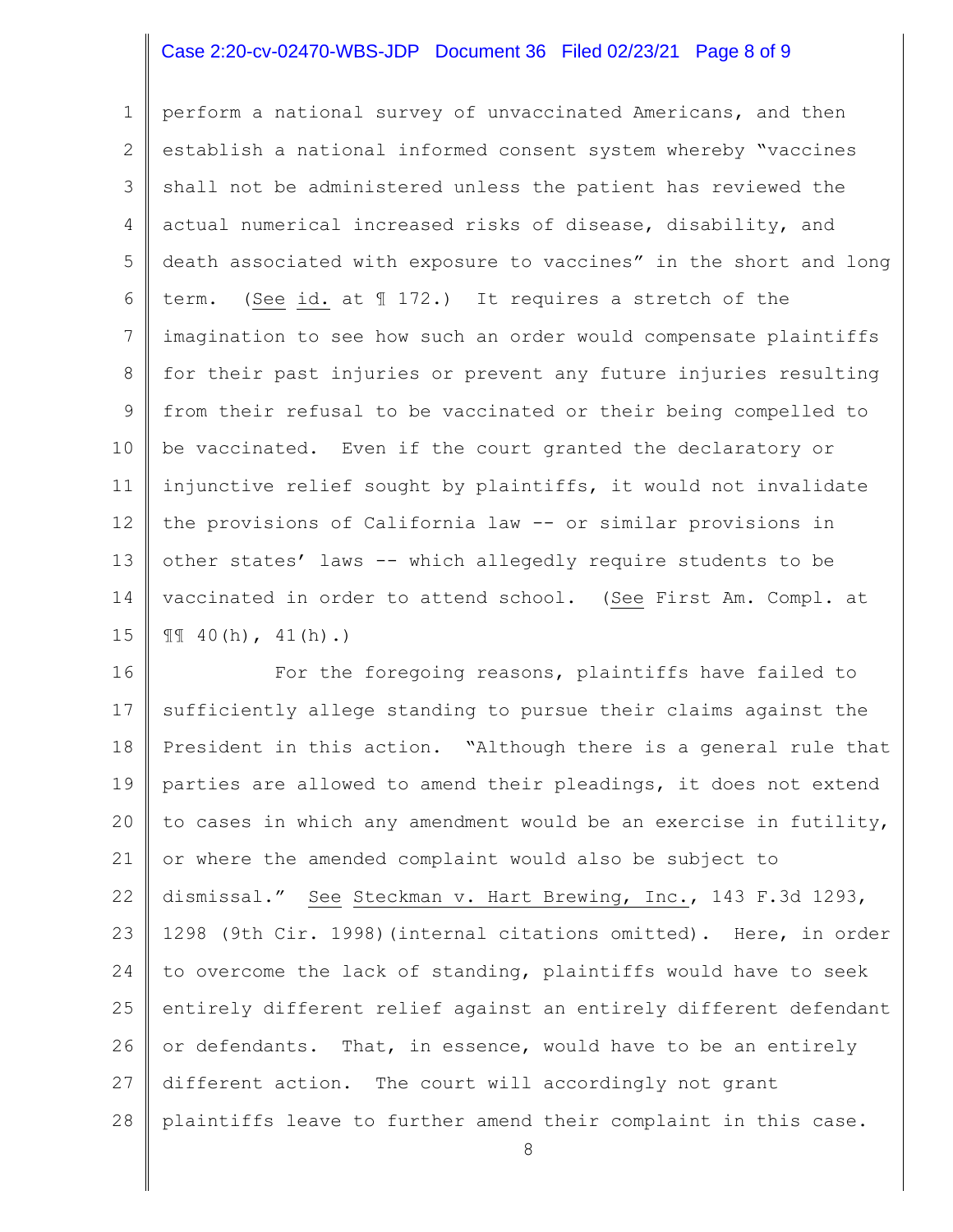perform a national survey of unvaccinated Americans, and then establish a national informed consent system whereby "vaccines shall not be administered unless the patient has reviewed the actual numerical increased risks of disease, disability, and death associated with exposure to vaccines" in the short and long term. (See id. at ¶ 172.) It requires a stretch of the imagination to see how such an order would compensate plaintiffs for their past injuries or prevent any future injuries resulting from their refusal to be vaccinated or their being compelled to be vaccinated. Even if the court granted the declaratory or injunctive relief sought by plaintiffs, it would not invalidate the provisions of California law -- or similar provisions in other states' laws -- which allegedly require students to be vaccinated in order to attend school. (See First Am. Compl. at ¶¶ 40(h), 41(h).)

For the foregoing reasons, plaintiffs have failed to sufficiently allege standing to pursue their claims against the President in this action. "Although there is a general rule that parties are allowed to amend their pleadings, it does not extend to cases in which any amendment would be an exercise in futility, or where the amended complaint would also be subject to dismissal." See Steckman v. Hart Brewing, Inc., 143 F.3d 1293, 1298 (9th Cir. 1998)(internal citations omitted). Here, in order to overcome the lack of standing, plaintiffs would have to seek entirely different relief against an entirely different defendant or defendants. That, in essence, would have to be an entirely different action. The court will accordingly not grant plaintiffs leave to further amend their complaint in this case.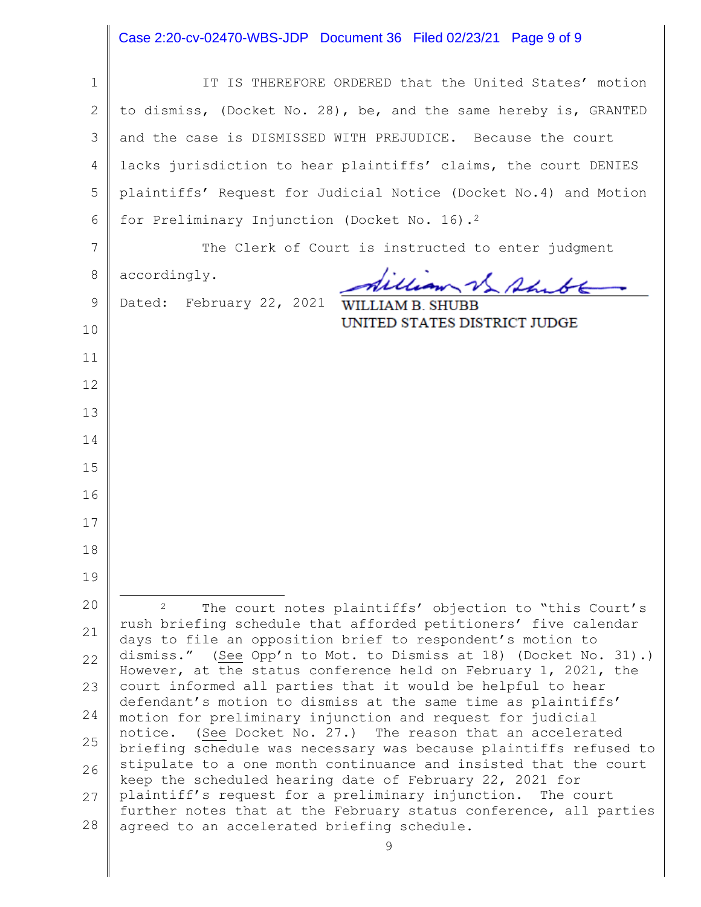IT IS THEREFORE ORDERED that the United States' motion to dismiss, (Docket No. 28), be, and the same hereby is, GRANTED and the case is DISMISSED WITH PREJUDICE. Because the court lacks jurisdiction to hear plaintiffs' claims, the court DENIES plaintiffs' Request for Judicial Notice (Docket No.4) and Motion for Preliminary Injunction (Docket No. 16).[2]

The Clerk of Court is instructed to enter judgment accordingly.

Dated: February 22, 2021

WILLIAM B. SHUBB
UNITED STATES DISTRICT JUDGE

---

[2] The court notes plaintiffs' objection to "this Court's rush briefing schedule that afforded petitioners' five calendar days to file an opposition brief to respondent's motion to dismiss." (See Opp'n to Mot. to Dismiss at 18) (Docket No. 31).) However, at the status conference held on February 1, 2021, the court informed all parties that it would be helpful to hear defendant's motion to dismiss at the same time as plaintiffs' motion for preliminary injunction and request for judicial notice. (See Docket No. 27.) The reason that an accelerated briefing schedule was necessary was because plaintiffs refused to stipulate to a one month continuance and insisted that the court keep the scheduled hearing date of February 22, 2021 for plaintiff's request for a preliminary injunction. The court further notes that at the February status conference, all parties agreed to an accelerated briefing schedule.